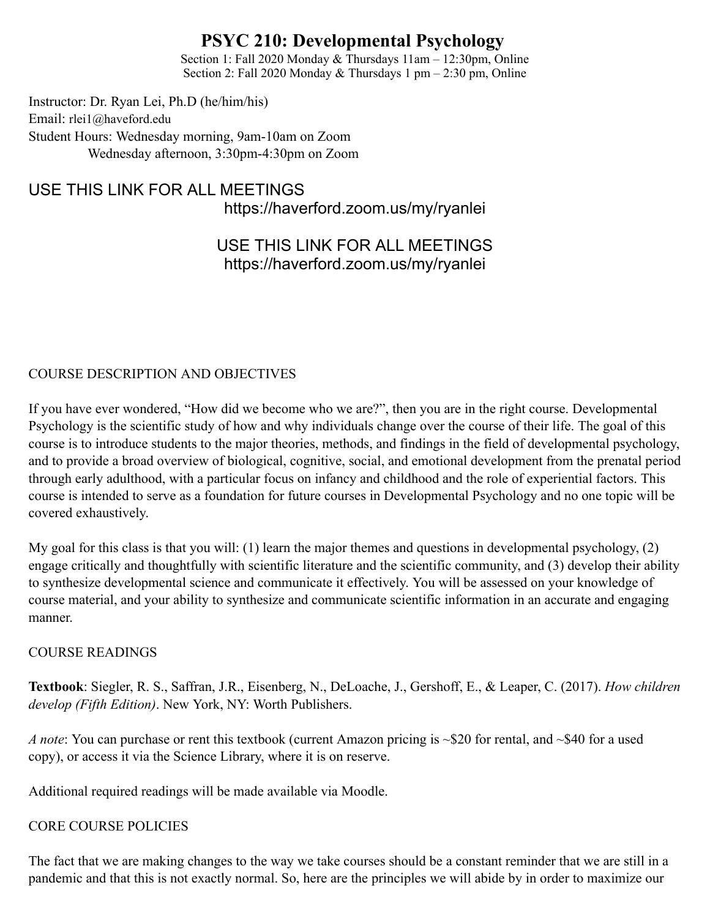# PSYC 210: Developmental Psychology

Section 1: Fall 2020 Monday & Thursdays 11am – 12:30pm, Online
Section 2: Fall 2020 Monday & Thursdays 1 pm – 2:30 pm, Online

Instructor: Dr. Ryan Lei, Ph.D (he/him/his)
Email: rlei1@haveford.edu
Student Hours: Wednesday morning, 9am-10am on Zoom
Wednesday afternoon, 3:30pm-4:30pm on Zoom

USE THIS LINK FOR ALL MEETINGS
https://haverford.zoom.us/my/ryanlei

USE THIS LINK FOR ALL MEETINGS
https://haverford.zoom.us/my/ryanlei

## COURSE DESCRIPTION AND OBJECTIVES

If you have ever wondered, "How did we become who we are?", then you are in the right course. Developmental Psychology is the scientific study of how and why individuals change over the course of their life. The goal of this course is to introduce students to the major theories, methods, and findings in the field of developmental psychology, and to provide a broad overview of biological, cognitive, social, and emotional development from the prenatal period through early adulthood, with a particular focus on infancy and childhood and the role of experiential factors. This course is intended to serve as a foundation for future courses in Developmental Psychology and no one topic will be covered exhaustively.

My goal for this class is that you will: (1) learn the major themes and questions in developmental psychology, (2) engage critically and thoughtfully with scientific literature and the scientific community, and (3) develop their ability to synthesize developmental science and communicate it effectively. You will be assessed on your knowledge of course material, and your ability to synthesize and communicate scientific information in an accurate and engaging manner.

## COURSE READINGS

**Textbook**: Siegler, R. S., Saffran, J.R., Eisenberg, N., DeLoache, J., Gershoff, E., & Leaper, C. (2017). *How children develop (Fifth Edition)*. New York, NY: Worth Publishers.

*A note*: You can purchase or rent this textbook (current Amazon pricing is ~$20 for rental, and ~$40 for a used copy), or access it via the Science Library, where it is on reserve.

Additional required readings will be made available via Moodle.

## CORE COURSE POLICIES

The fact that we are making changes to the way we take courses should be a constant reminder that we are still in a pandemic and that this is not exactly normal. So, here are the principles we will abide by in order to maximize our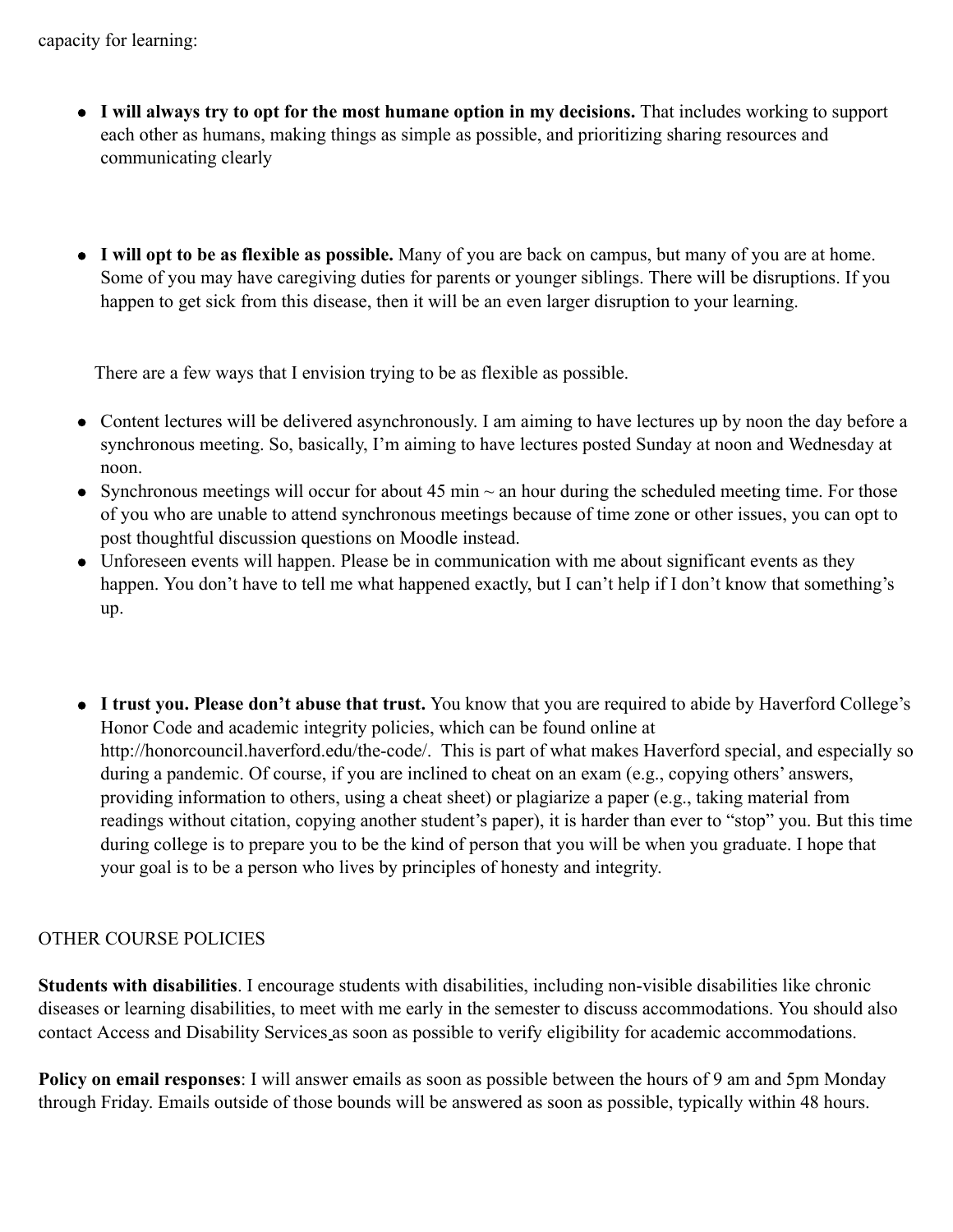capacity for learning:

- **I will always try to opt for the most humane option in my decisions.** That includes working to support each other as humans, making things as simple as possible, and prioritizing sharing resources and communicating clearly

- **I will opt to be as flexible as possible.** Many of you are back on campus, but many of you are at home. Some of you may have caregiving duties for parents or younger siblings. There will be disruptions. If you happen to get sick from this disease, then it will be an even larger disruption to your learning.

There are a few ways that I envision trying to be as flexible as possible.

- Content lectures will be delivered asynchronously. I am aiming to have lectures up by noon the day before a synchronous meeting. So, basically, I'm aiming to have lectures posted Sunday at noon and Wednesday at noon.
- Synchronous meetings will occur for about 45 min ~ an hour during the scheduled meeting time. For those of you who are unable to attend synchronous meetings because of time zone or other issues, you can opt to post thoughtful discussion questions on Moodle instead.
- Unforeseen events will happen. Please be in communication with me about significant events as they happen. You don't have to tell me what happened exactly, but I can't help if I don't know that something's up.

- **I trust you. Please don't abuse that trust.** You know that you are required to abide by Haverford College's Honor Code and academic integrity policies, which can be found online at http://honorcouncil.haverford.edu/the-code/. This is part of what makes Haverford special, and especially so during a pandemic. Of course, if you are inclined to cheat on an exam (e.g., copying others' answers, providing information to others, using a cheat sheet) or plagiarize a paper (e.g., taking material from readings without citation, copying another student's paper), it is harder than ever to "stop" you. But this time during college is to prepare you to be the kind of person that you will be when you graduate. I hope that your goal is to be a person who lives by principles of honesty and integrity.

## OTHER COURSE POLICIES

**Students with disabilities**. I encourage students with disabilities, including non-visible disabilities like chronic diseases or learning disabilities, to meet with me early in the semester to discuss accommodations. You should also contact Access and Disability Services as soon as possible to verify eligibility for academic accommodations.

**Policy on email responses**: I will answer emails as soon as possible between the hours of 9 am and 5pm Monday through Friday. Emails outside of those bounds will be answered as soon as possible, typically within 48 hours.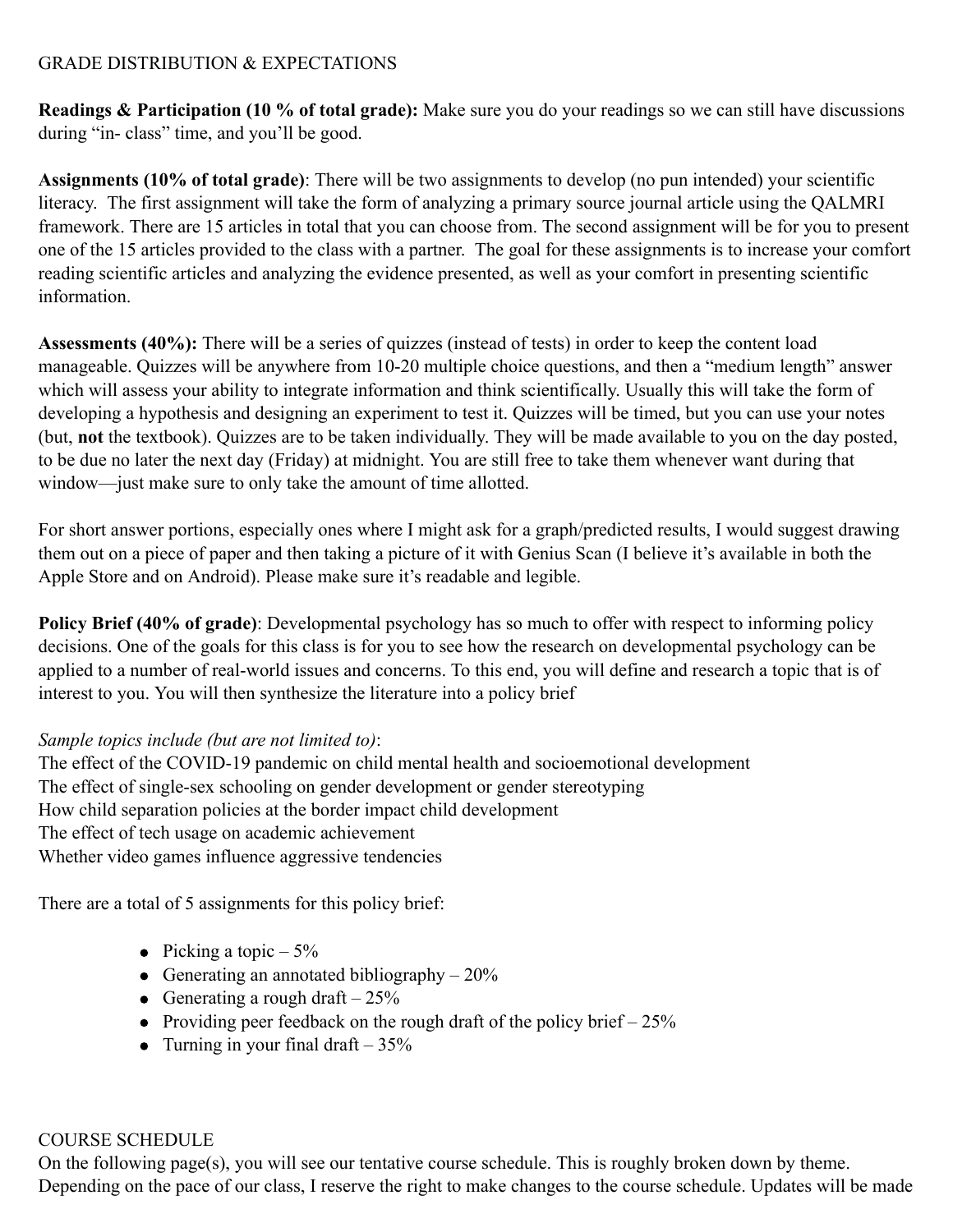GRADE DISTRIBUTION & EXPECTATIONS

**Readings & Participation (10 % of total grade):** Make sure you do your readings so we can still have discussions during "in- class" time, and you'll be good.

**Assignments (10% of total grade)**: There will be two assignments to develop (no pun intended) your scientific literacy. The first assignment will take the form of analyzing a primary source journal article using the QALMRI framework. There are 15 articles in total that you can choose from. The second assignment will be for you to present one of the 15 articles provided to the class with a partner. The goal for these assignments is to increase your comfort reading scientific articles and analyzing the evidence presented, as well as your comfort in presenting scientific information.

**Assessments (40%):** There will be a series of quizzes (instead of tests) in order to keep the content load manageable. Quizzes will be anywhere from 10-20 multiple choice questions, and then a "medium length" answer which will assess your ability to integrate information and think scientifically. Usually this will take the form of developing a hypothesis and designing an experiment to test it. Quizzes will be timed, but you can use your notes (but, **not** the textbook). Quizzes are to be taken individually. They will be made available to you on the day posted, to be due no later the next day (Friday) at midnight. You are still free to take them whenever want during that window—just make sure to only take the amount of time allotted.

For short answer portions, especially ones where I might ask for a graph/predicted results, I would suggest drawing them out on a piece of paper and then taking a picture of it with Genius Scan (I believe it's available in both the Apple Store and on Android). Please make sure it's readable and legible.

**Policy Brief (40% of grade)**: Developmental psychology has so much to offer with respect to informing policy decisions. One of the goals for this class is for you to see how the research on developmental psychology can be applied to a number of real-world issues and concerns. To this end, you will define and research a topic that is of interest to you. You will then synthesize the literature into a policy brief

*Sample topics include (but are not limited to)*:
The effect of the COVID-19 pandemic on child mental health and socioemotional development
The effect of single-sex schooling on gender development or gender stereotyping
How child separation policies at the border impact child development
The effect of tech usage on academic achievement
Whether video games influence aggressive tendencies

There are a total of 5 assignments for this policy brief:

- Picking a topic – 5%
- Generating an annotated bibliography – 20%
- Generating a rough draft – 25%
- Providing peer feedback on the rough draft of the policy brief – 25%
- Turning in your final draft – 35%

COURSE SCHEDULE
On the following page(s), you will see our tentative course schedule. This is roughly broken down by theme. Depending on the pace of our class, I reserve the right to make changes to the course schedule. Updates will be made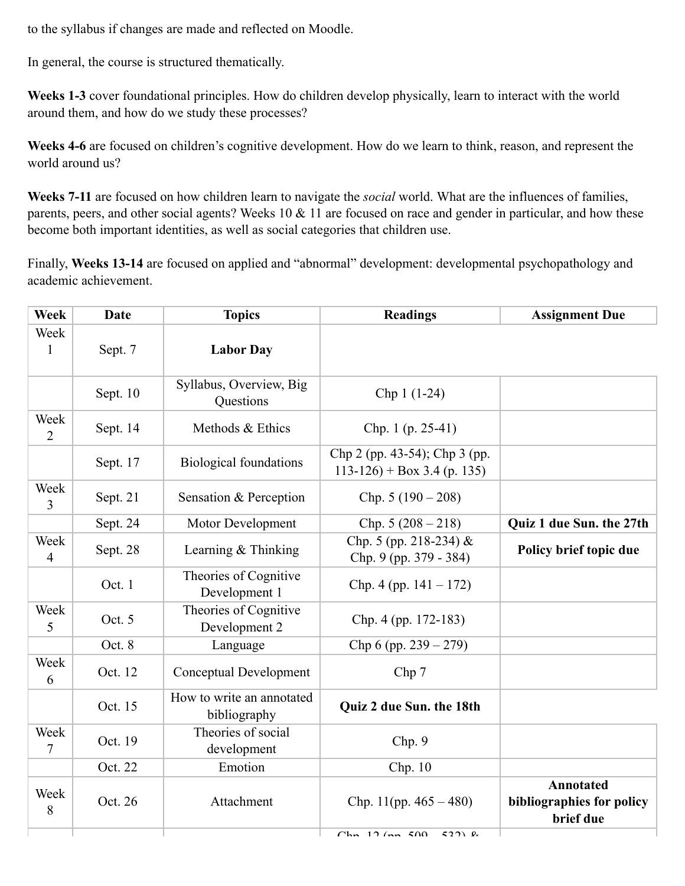to the syllabus if changes are made and reflected on Moodle.

In general, the course is structured thematically.

**Weeks 1-3** cover foundational principles. How do children develop physically, learn to interact with the world around them, and how do we study these processes?

**Weeks 4-6** are focused on children's cognitive development. How do we learn to think, reason, and represent the world around us?

**Weeks 7-11** are focused on how children learn to navigate the *social* world. What are the influences of families, parents, peers, and other social agents? Weeks 10 & 11 are focused on race and gender in particular, and how these become both important identities, as well as social categories that children use.

Finally, **Weeks 13-14** are focused on applied and "abnormal" development: developmental psychopathology and academic achievement.

| Week | Date | Topics | Readings | Assignment Due |
|---|---|---|---|---|
| Week 1 | Sept. 7 | **Labor Day** | | |
| | Sept. 10 | Syllabus, Overview, Big Questions | Chp 1 (1-24) | |
| Week 2 | Sept. 14 | Methods & Ethics | Chp. 1 (p. 25-41) | |
| | Sept. 17 | Biological foundations | Chp 2 (pp. 43-54); Chp 3 (pp. 113-126) + Box 3.4 (p. 135) | |
| Week 3 | Sept. 21 | Sensation & Perception | Chp. 5 (190 – 208) | |
| | Sept. 24 | Motor Development | Chp. 5 (208 – 218) | **Quiz 1 due Sun. the 27th** |
| Week 4 | Sept. 28 | Learning & Thinking | Chp. 5 (pp. 218-234) & Chp. 9 (pp. 379 - 384) | **Policy brief topic due** |
| | Oct. 1 | Theories of Cognitive Development 1 | Chp. 4 (pp. 141 – 172) | |
| Week 5 | Oct. 5 | Theories of Cognitive Development 2 | Chp. 4 (pp. 172-183) | |
| | Oct. 8 | Language | Chp 6 (pp. 239 – 279) | |
| Week 6 | Oct. 12 | Conceptual Development | Chp 7 | |
| | Oct. 15 | How to write an annotated bibliography | **Quiz 2 due Sun. the 18th** | |
| Week 7 | Oct. 19 | Theories of social development | Chp. 9 | |
| | Oct. 22 | Emotion | Chp. 10 | |
| Week 8 | Oct. 26 | Attachment | Chp. 11(pp. 465 – 480) | **Annotated bibliographies for policy brief due** |
| | | | Chp. 12 (pp. 509 – 532) & | |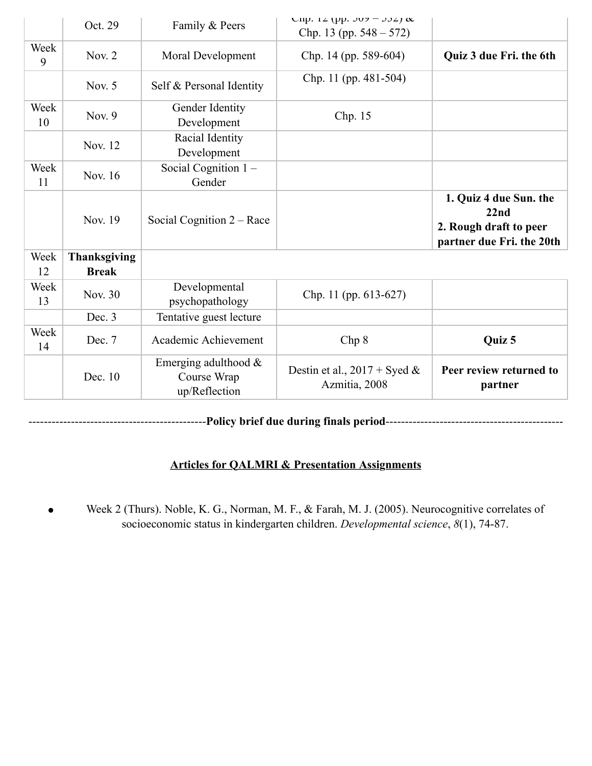|  | Oct. 29 | Family & Peers | Chp. 12 (pp. 509 – 532) & Chp. 13 (pp. 548 – 572) |  |
|---|---|---|---|---|
| Week 9 | Nov. 2 | Moral Development | Chp. 14 (pp. 589-604) | **Quiz 3 due Fri. the 6th** |
|  | Nov. 5 | Self & Personal Identity | Chp. 11 (pp. 481-504) |  |
| Week 10 | Nov. 9 | Gender Identity Development | Chp. 15 |  |
|  | Nov. 12 | Racial Identity Development |  |  |
| Week 11 | Nov. 16 | Social Cognition 1 – Gender |  |  |
|  | Nov. 19 | Social Cognition 2 – Race |  | **1. Quiz 4 due Sun. the 22nd**<br>**2. Rough draft to peer partner due Fri. the 20th** |
| Week 12 | **Thanksgiving Break** |  |  |  |
| Week 13 | Nov. 30 | Developmental psychopathology | Chp. 11 (pp. 613-627) |  |
|  | Dec. 3 | Tentative guest lecture |  |  |
| Week 14 | Dec. 7 | Academic Achievement | Chp 8 | **Quiz 5** |
|  | Dec. 10 | Emerging adulthood & Course Wrap up/Reflection | Destin et al., 2017 + Syed & Azmitia, 2008 | **Peer review returned to partner** |

---------------------------------------------**Policy brief due during finals period**---------------------------------------------

**Articles for QALMRI & Presentation Assignments**

- Week 2 (Thurs). Noble, K. G., Norman, M. F., & Farah, M. J. (2005). Neurocognitive correlates of socioeconomic status in kindergarten children. *Developmental science*, *8*(1), 74-87.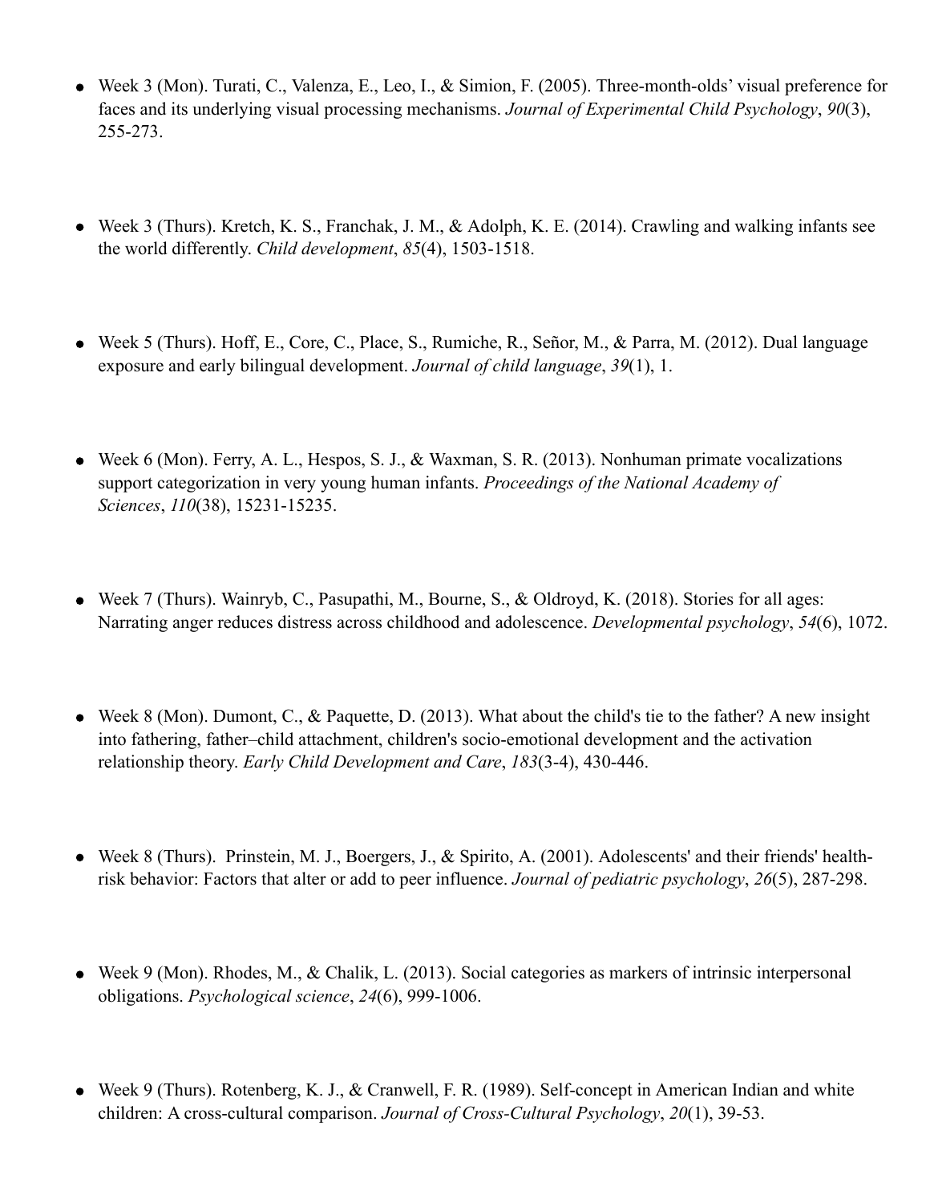- Week 3 (Mon). Turati, C., Valenza, E., Leo, I., & Simion, F. (2005). Three-month-olds' visual preference for faces and its underlying visual processing mechanisms. *Journal of Experimental Child Psychology*, *90*(3), 255-273.

- Week 3 (Thurs). Kretch, K. S., Franchak, J. M., & Adolph, K. E. (2014). Crawling and walking infants see the world differently. *Child development*, *85*(4), 1503-1518.

- Week 5 (Thurs). Hoff, E., Core, C., Place, S., Rumiche, R., Señor, M., & Parra, M. (2012). Dual language exposure and early bilingual development. *Journal of child language*, *39*(1), 1.

- Week 6 (Mon). Ferry, A. L., Hespos, S. J., & Waxman, S. R. (2013). Nonhuman primate vocalizations support categorization in very young human infants. *Proceedings of the National Academy of Sciences*, *110*(38), 15231-15235.

- Week 7 (Thurs). Wainryb, C., Pasupathi, M., Bourne, S., & Oldroyd, K. (2018). Stories for all ages: Narrating anger reduces distress across childhood and adolescence. *Developmental psychology*, *54*(6), 1072.

- Week 8 (Mon). Dumont, C., & Paquette, D. (2013). What about the child's tie to the father? A new insight into fathering, father–child attachment, children's socio-emotional development and the activation relationship theory. *Early Child Development and Care*, *183*(3-4), 430-446.

- Week 8 (Thurs). Prinstein, M. J., Boergers, J., & Spirito, A. (2001). Adolescents' and their friends' health-risk behavior: Factors that alter or add to peer influence. *Journal of pediatric psychology*, *26*(5), 287-298.

- Week 9 (Mon). Rhodes, M., & Chalik, L. (2013). Social categories as markers of intrinsic interpersonal obligations. *Psychological science*, *24*(6), 999-1006.

- Week 9 (Thurs). Rotenberg, K. J., & Cranwell, F. R. (1989). Self-concept in American Indian and white children: A cross-cultural comparison. *Journal of Cross-Cultural Psychology*, *20*(1), 39-53.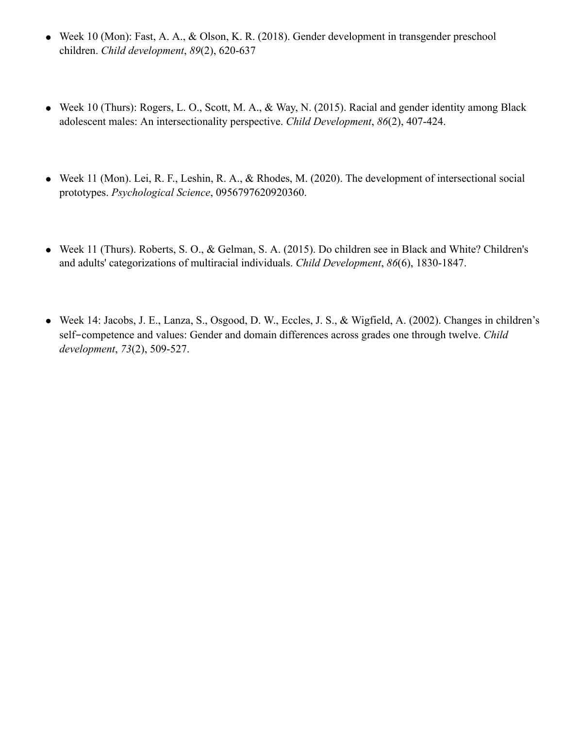- Week 10 (Mon): Fast, A. A., & Olson, K. R. (2018). Gender development in transgender preschool children. *Child development*, *89*(2), 620-637

- Week 10 (Thurs): Rogers, L. O., Scott, M. A., & Way, N. (2015). Racial and gender identity among Black adolescent males: An intersectionality perspective. *Child Development*, *86*(2), 407-424.

- Week 11 (Mon). Lei, R. F., Leshin, R. A., & Rhodes, M. (2020). The development of intersectional social prototypes. *Psychological Science*, 0956797620920360.

- Week 11 (Thurs). Roberts, S. O., & Gelman, S. A. (2015). Do children see in Black and White? Children's and adults' categorizations of multiracial individuals. *Child Development*, *86*(6), 1830-1847.

- Week 14: Jacobs, J. E., Lanza, S., Osgood, D. W., Eccles, J. S., & Wigfield, A. (2002). Changes in children's self‐competence and values: Gender and domain differences across grades one through twelve. *Child development*, *73*(2), 509-527.